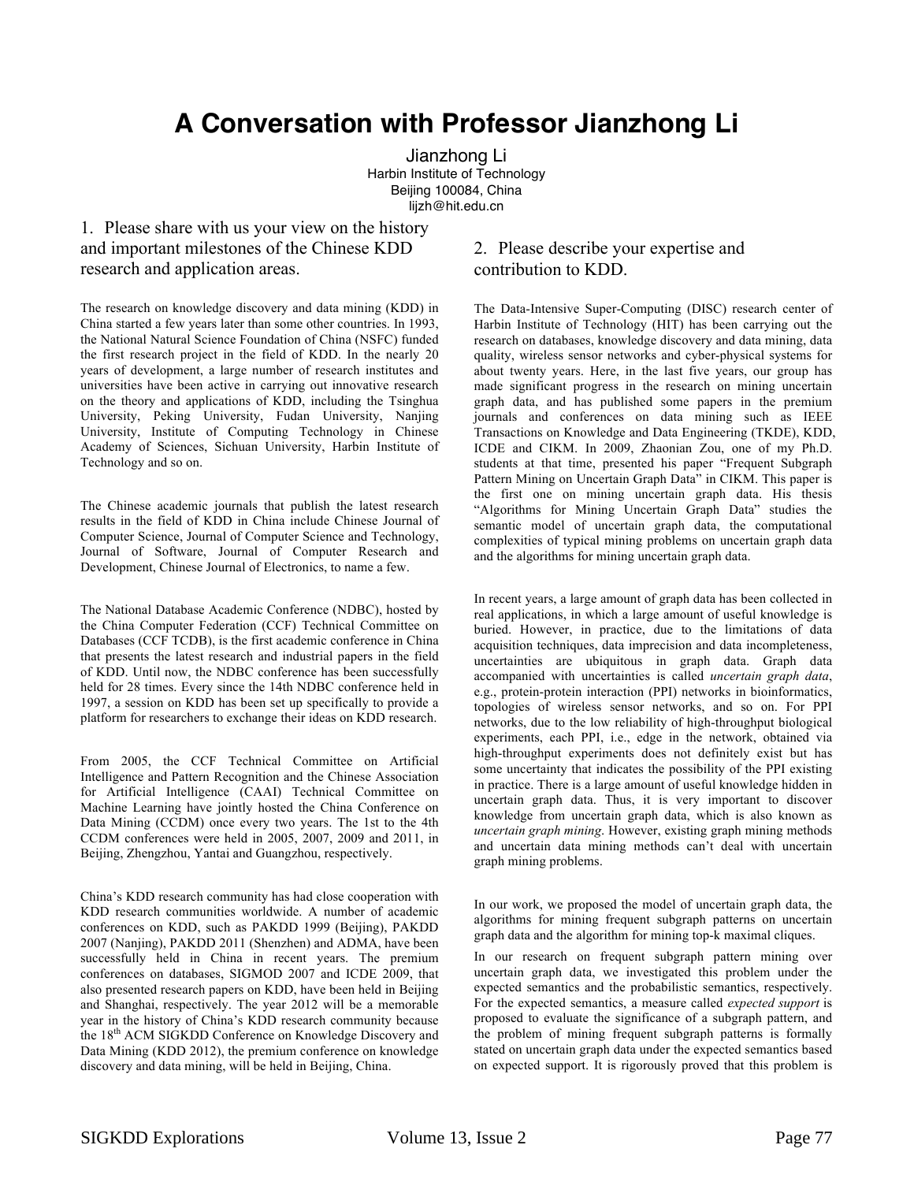# A Conversation with Professor Jianzhong Li

Jianzhong Li
Harbin Institute of Technology
Beijing 100084, China
lijzh@hit.edu.cn

## 1. Please share with us your view on the history and important milestones of the Chinese KDD research and application areas.

The research on knowledge discovery and data mining (KDD) in China started a few years later than some other countries. In 1993, the National Natural Science Foundation of China (NSFC) funded the first research project in the field of KDD. In the nearly 20 years of development, a large number of research institutes and universities have been active in carrying out innovative research on the theory and applications of KDD, including the Tsinghua University, Peking University, Fudan University, Nanjing University, Institute of Computing Technology in Chinese Academy of Sciences, Sichuan University, Harbin Institute of Technology and so on.

The Chinese academic journals that publish the latest research results in the field of KDD in China include Chinese Journal of Computer Science, Journal of Computer Science and Technology, Journal of Software, Journal of Computer Research and Development, Chinese Journal of Electronics, to name a few.

The National Database Academic Conference (NDBC), hosted by the China Computer Federation (CCF) Technical Committee on Databases (CCF TCDB), is the first academic conference in China that presents the latest research and industrial papers in the field of KDD. Until now, the NDBC conference has been successfully held for 28 times. Every since the 14th NDBC conference held in 1997, a session on KDD has been set up specifically to provide a platform for researchers to exchange their ideas on KDD research.

From 2005, the CCF Technical Committee on Artificial Intelligence and Pattern Recognition and the Chinese Association for Artificial Intelligence (CAAI) Technical Committee on Machine Learning have jointly hosted the China Conference on Data Mining (CCDM) once every two years. The 1st to the 4th CCDM conferences were held in 2005, 2007, 2009 and 2011, in Beijing, Zhengzhou, Yantai and Guangzhou, respectively.

China's KDD research community has had close cooperation with KDD research communities worldwide. A number of academic conferences on KDD, such as PAKDD 1999 (Beijing), PAKDD 2007 (Nanjing), PAKDD 2011 (Shenzhen) and ADMA, have been successfully held in China in recent years. The premium conferences on databases, SIGMOD 2007 and ICDE 2009, that also presented research papers on KDD, have been held in Beijing and Shanghai, respectively. The year 2012 will be a memorable year in the history of China's KDD research community because the 18th ACM SIGKDD Conference on Knowledge Discovery and Data Mining (KDD 2012), the premium conference on knowledge discovery and data mining, will be held in Beijing, China.

## 2. Please describe your expertise and contribution to KDD.

The Data-Intensive Super-Computing (DISC) research center of Harbin Institute of Technology (HIT) has been carrying out the research on databases, knowledge discovery and data mining, data quality, wireless sensor networks and cyber-physical systems for about twenty years. Here, in the last five years, our group has made significant progress in the research on mining uncertain graph data, and has published some papers in the premium journals and conferences on data mining such as IEEE Transactions on Knowledge and Data Engineering (TKDE), KDD, ICDE and CIKM. In 2009, Zhaonian Zou, one of my Ph.D. students at that time, presented his paper "Frequent Subgraph Pattern Mining on Uncertain Graph Data" in CIKM. This paper is the first one on mining uncertain graph data. His thesis "Algorithms for Mining Uncertain Graph Data" studies the semantic model of uncertain graph data, the computational complexities of typical mining problems on uncertain graph data and the algorithms for mining uncertain graph data.

In recent years, a large amount of graph data has been collected in real applications, in which a large amount of useful knowledge is buried. However, in practice, due to the limitations of data acquisition techniques, data imprecision and data incompleteness, uncertainties are ubiquitous in graph data. Graph data accompanied with uncertainties is called *uncertain graph data*, e.g., protein-protein interaction (PPI) networks in bioinformatics, topologies of wireless sensor networks, and so on. For PPI networks, due to the low reliability of high-throughput biological experiments, each PPI, i.e., edge in the network, obtained via high-throughput experiments does not definitely exist but has some uncertainty that indicates the possibility of the PPI existing in practice. There is a large amount of useful knowledge hidden in uncertain graph data. Thus, it is very important to discover knowledge from uncertain graph data, which is also known as *uncertain graph mining*. However, existing graph mining methods and uncertain data mining methods can't deal with uncertain graph mining problems.

In our work, we proposed the model of uncertain graph data, the algorithms for mining frequent subgraph patterns on uncertain graph data and the algorithm for mining top-k maximal cliques.

In our research on frequent subgraph pattern mining over uncertain graph data, we investigated this problem under the expected semantics and the probabilistic semantics, respectively. For the expected semantics, a measure called *expected support* is proposed to evaluate the significance of a subgraph pattern, and the problem of mining frequent subgraph patterns is formally stated on uncertain graph data under the expected semantics based on expected support. It is rigorously proved that this problem is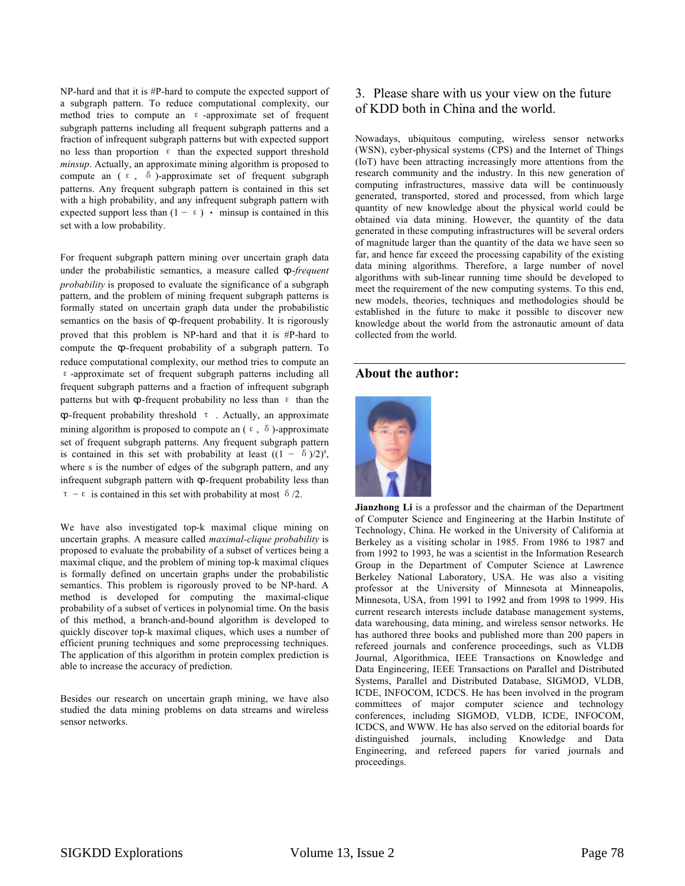NP-hard and that it is #P-hard to compute the expected support of a subgraph pattern. To reduce computational complexity, our method tries to compute an $\varepsilon$-approximate set of frequent subgraph patterns including all frequent subgraph patterns and a fraction of infrequent subgraph patterns but with expected support no less than proportion $\varepsilon$ than the expected support threshold *minsup*. Actually, an approximate mining algorithm is proposed to compute an ($\varepsilon$, $\delta$)-approximate set of frequent subgraph patterns. Any frequent subgraph pattern is contained in this set with a high probability, and any infrequent subgraph pattern with expected support less than $(1 - \varepsilon) \cdot$ minsup is contained in this set with a low probability.

For frequent subgraph pattern mining over uncertain graph data under the probabilistic semantics, a measure called *φ-frequent probability* is proposed to evaluate the significance of a subgraph pattern, and the problem of mining frequent subgraph patterns is formally stated on uncertain graph data under the probabilistic semantics on the basis of φ-frequent probability. It is rigorously proved that this problem is NP-hard and that it is #P-hard to compute the φ-frequent probability of a subgraph pattern. To reduce computational complexity, our method tries to compute an $\varepsilon$-approximate set of frequent subgraph patterns including all frequent subgraph patterns and a fraction of infrequent subgraph patterns but with φ-frequent probability no less than $\varepsilon$ than the φ-frequent probability threshold $\tau$. Actually, an approximate mining algorithm is proposed to compute an ($\varepsilon$, $\delta$)-approximate set of frequent subgraph patterns. Any frequent subgraph pattern is contained in this set with probability at least $((1 - \delta)/2)^s$, where s is the number of edges of the subgraph pattern, and any infrequent subgraph pattern with φ-frequent probability less than $\tau - \varepsilon$ is contained in this set with probability at most $\delta/2$.

We have also investigated top-k maximal clique mining on uncertain graphs. A measure called *maximal-clique probability* is proposed to evaluate the probability of a subset of vertices being a maximal clique, and the problem of mining top-k maximal cliques is formally defined on uncertain graphs under the probabilistic semantics. This problem is rigorously proved to be NP-hard. A method is developed for computing the maximal-clique probability of a subset of vertices in polynomial time. On the basis of this method, a branch-and-bound algorithm is developed to quickly discover top-k maximal cliques, which uses a number of efficient pruning techniques and some preprocessing techniques. The application of this algorithm in protein complex prediction is able to increase the accuracy of prediction.

Besides our research on uncertain graph mining, we have also studied the data mining problems on data streams and wireless sensor networks.

## 3. Please share with us your view on the future of KDD both in China and the world.

Nowadays, ubiquitous computing, wireless sensor networks (WSN), cyber-physical systems (CPS) and the Internet of Things (IoT) have been attracting increasingly more attentions from the research community and the industry. In this new generation of computing infrastructures, massive data will be continuously generated, transported, stored and processed, from which large quantity of new knowledge about the physical world could be obtained via data mining. However, the quantity of the data generated in these computing infrastructures will be several orders of magnitude larger than the quantity of the data we have seen so far, and hence far exceed the processing capability of the existing data mining algorithms. Therefore, a large number of novel algorithms with sub-linear running time should be developed to meet the requirement of the new computing systems. To this end, new models, theories, techniques and methodologies should be established in the future to make it possible to discover new knowledge about the world from the astronautic amount of data collected from the world.

## About the author:

**Jianzhong Li** is a professor and the chairman of the Department of Computer Science and Engineering at the Harbin Institute of Technology, China. He worked in the University of California at Berkeley as a visiting scholar in 1985. From 1986 to 1987 and from 1992 to 1993, he was a scientist in the Information Research Group in the Department of Computer Science at Lawrence Berkeley National Laboratory, USA. He was also a visiting professor at the University of Minnesota at Minneapolis, Minnesota, USA, from 1991 to 1992 and from 1998 to 1999. His current research interests include database management systems, data warehousing, data mining, and wireless sensor networks. He has authored three books and published more than 200 papers in refereed journals and conference proceedings, such as VLDB Journal, Algorithmica, IEEE Transactions on Knowledge and Data Engineering, IEEE Transactions on Parallel and Distributed Systems, Parallel and Distributed Database, SIGMOD, VLDB, ICDE, INFOCOM, ICDCS. He has been involved in the program committees of major computer science and technology conferences, including SIGMOD, VLDB, ICDE, INFOCOM, ICDCS, and WWW. He has also served on the editorial boards for distinguished journals, including Knowledge and Data Engineering, and refereed papers for varied journals and proceedings.